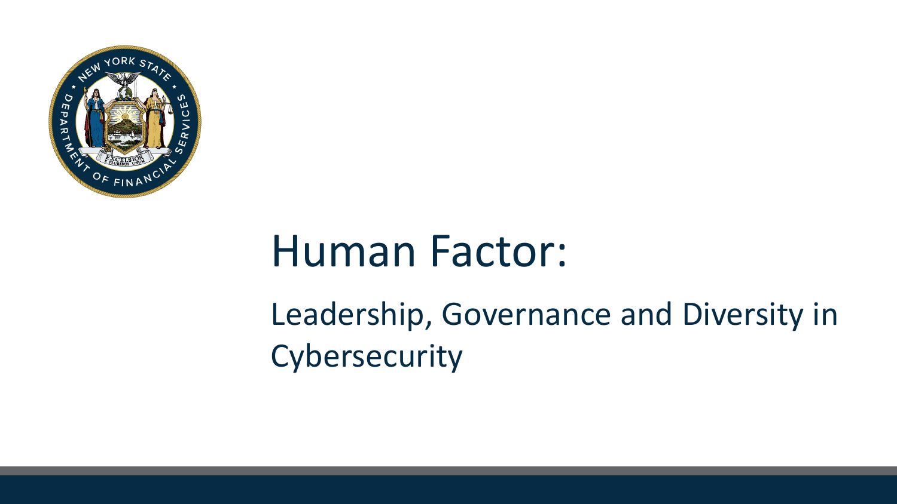# Human Factor:

## Leadership, Governance and Diversity in Cybersecurity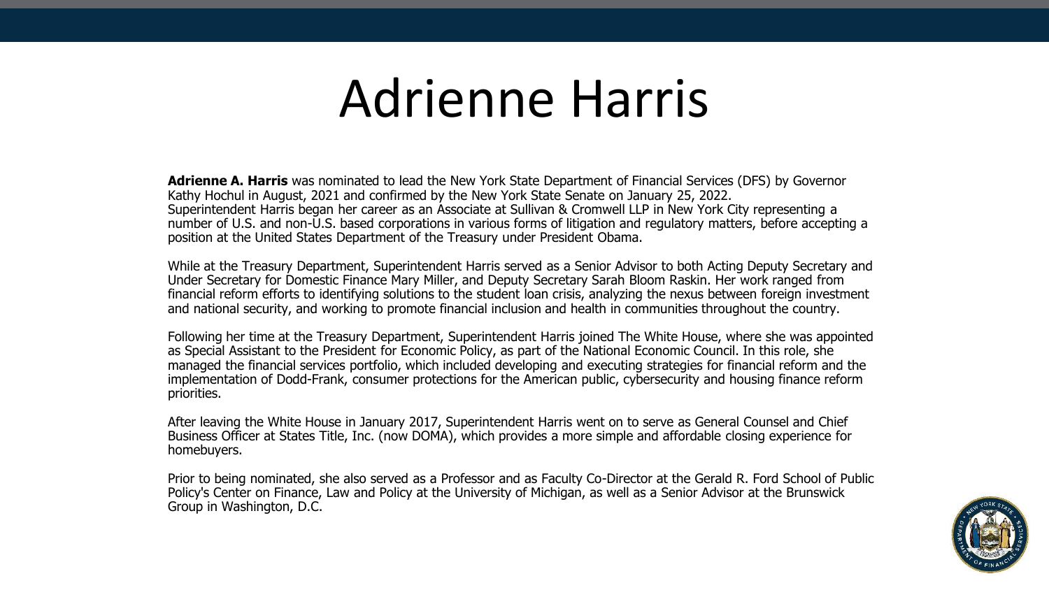# Adrienne Harris

**Adrienne A. Harris** was nominated to lead the New York State Department of Financial Services (DFS) by Governor Kathy Hochul in August, 2021 and confirmed by the New York State Senate on January 25, 2022. Superintendent Harris began her career as an Associate at Sullivan & Cromwell LLP in New York City representing a number of U.S. and non-U.S. based corporations in various forms of litigation and regulatory matters, before accepting a position at the United States Department of the Treasury under President Obama.

While at the Treasury Department, Superintendent Harris served as a Senior Advisor to both Acting Deputy Secretary and Under Secretary for Domestic Finance Mary Miller, and Deputy Secretary Sarah Bloom Raskin. Her work ranged from financial reform efforts to identifying solutions to the student loan crisis, analyzing the nexus between foreign investment and national security, and working to promote financial inclusion and health in communities throughout the country.

Following her time at the Treasury Department, Superintendent Harris joined The White House, where she was appointed as Special Assistant to the President for Economic Policy, as part of the National Economic Council. In this role, she managed the financial services portfolio, which included developing and executing strategies for financial reform and the implementation of Dodd-Frank, consumer protections for the American public, cybersecurity and housing finance reform priorities.

After leaving the White House in January 2017, Superintendent Harris went on to serve as General Counsel and Chief Business Officer at States Title, Inc. (now DOMA), which provides a more simple and affordable closing experience for homebuyers.

Prior to being nominated, she also served as a Professor and as Faculty Co-Director at the Gerald R. Ford School of Public Policy's Center on Finance, Law and Policy at the University of Michigan, as well as a Senior Advisor at the Brunswick Group in Washington, D.C.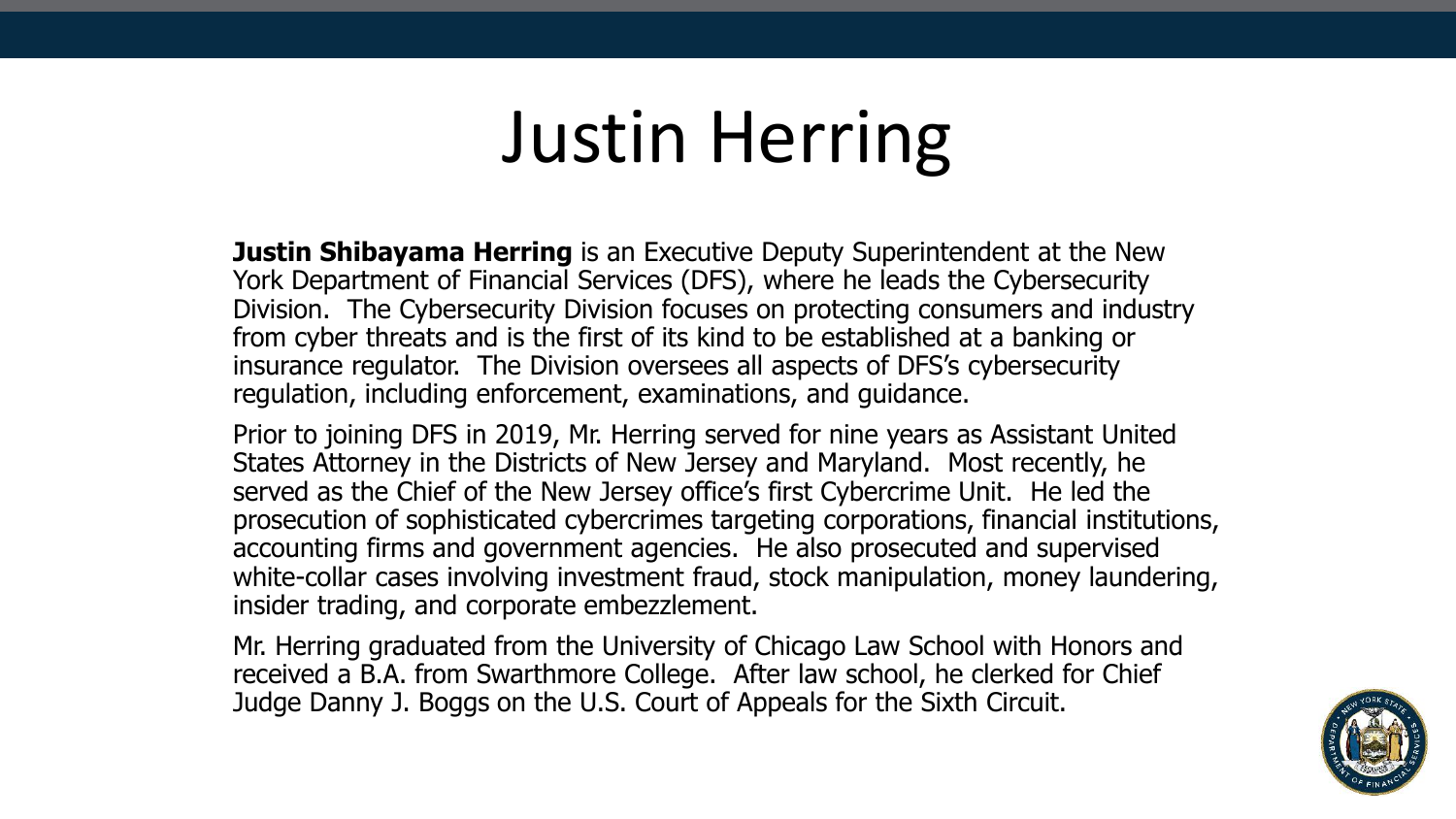# Justin Herring

**Justin Shibayama Herring** is an Executive Deputy Superintendent at the New York Department of Financial Services (DFS), where he leads the Cybersecurity Division. The Cybersecurity Division focuses on protecting consumers and industry from cyber threats and is the first of its kind to be established at a banking or insurance regulator. The Division oversees all aspects of DFS's cybersecurity regulation, including enforcement, examinations, and guidance.

Prior to joining DFS in 2019, Mr. Herring served for nine years as Assistant United States Attorney in the Districts of New Jersey and Maryland. Most recently, he served as the Chief of the New Jersey office's first Cybercrime Unit. He led the prosecution of sophisticated cybercrimes targeting corporations, financial institutions, accounting firms and government agencies. He also prosecuted and supervised white-collar cases involving investment fraud, stock manipulation, money laundering, insider trading, and corporate embezzlement.

Mr. Herring graduated from the University of Chicago Law School with Honors and received a B.A. from Swarthmore College. After law school, he clerked for Chief Judge Danny J. Boggs on the U.S. Court of Appeals for the Sixth Circuit.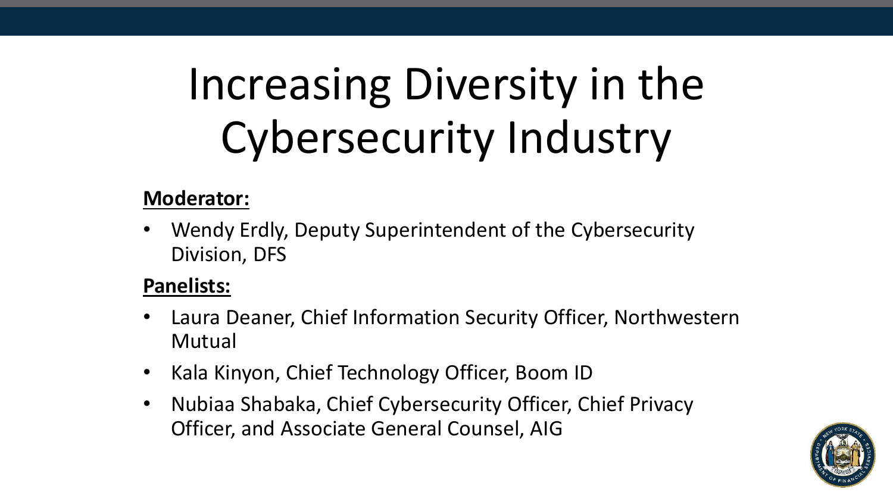# Increasing Diversity in the Cybersecurity Industry

**Moderator:**

- Wendy Erdly, Deputy Superintendent of the Cybersecurity Division, DFS

**Panelists:**

- Laura Deaner, Chief Information Security Officer, Northwestern Mutual
- Kala Kinyon, Chief Technology Officer, Boom ID
- Nubiaa Shabaka, Chief Cybersecurity Officer, Chief Privacy Officer, and Associate General Counsel, AIG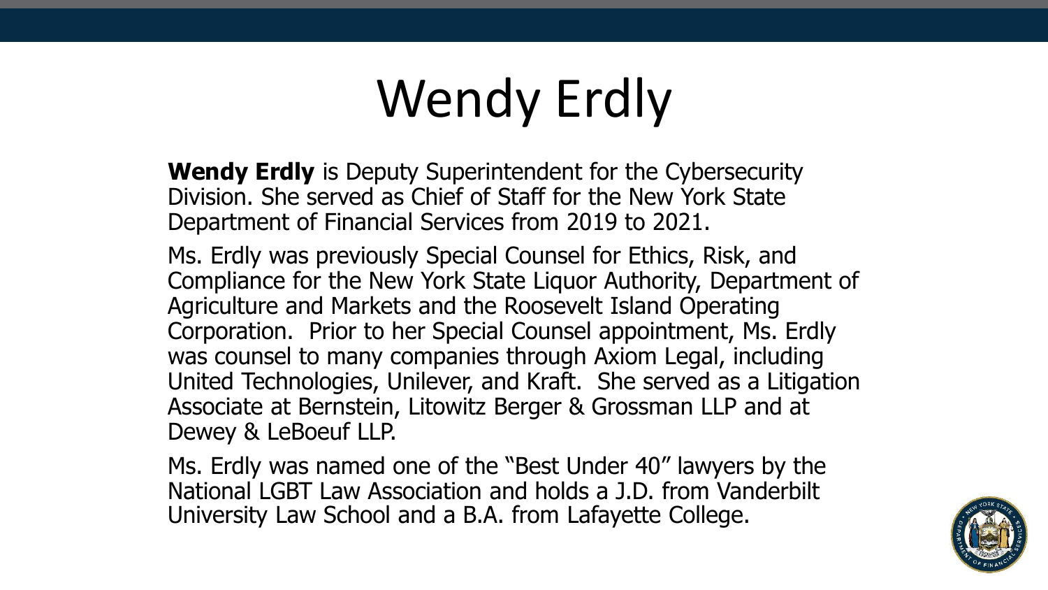# Wendy Erdly

**Wendy Erdly** is Deputy Superintendent for the Cybersecurity Division. She served as Chief of Staff for the New York State Department of Financial Services from 2019 to 2021.

Ms. Erdly was previously Special Counsel for Ethics, Risk, and Compliance for the New York State Liquor Authority, Department of Agriculture and Markets and the Roosevelt Island Operating Corporation. Prior to her Special Counsel appointment, Ms. Erdly was counsel to many companies through Axiom Legal, including United Technologies, Unilever, and Kraft. She served as a Litigation Associate at Bernstein, Litowitz Berger & Grossman LLP and at Dewey & LeBoeuf LLP.

Ms. Erdly was named one of the "Best Under 40" lawyers by the National LGBT Law Association and holds a J.D. from Vanderbilt University Law School and a B.A. from Lafayette College.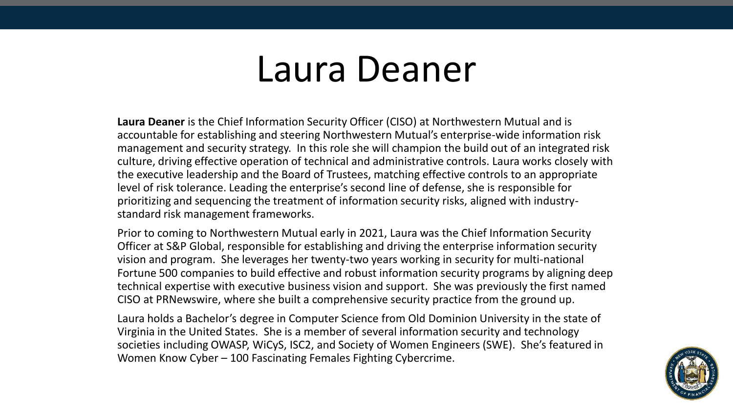# Laura Deaner

**Laura Deaner** is the Chief Information Security Officer (CISO) at Northwestern Mutual and is accountable for establishing and steering Northwestern Mutual's enterprise-wide information risk management and security strategy. In this role she will champion the build out of an integrated risk culture, driving effective operation of technical and administrative controls. Laura works closely with the executive leadership and the Board of Trustees, matching effective controls to an appropriate level of risk tolerance. Leading the enterprise's second line of defense, she is responsible for prioritizing and sequencing the treatment of information security risks, aligned with industry-standard risk management frameworks.

Prior to coming to Northwestern Mutual early in 2021, Laura was the Chief Information Security Officer at S&P Global, responsible for establishing and driving the enterprise information security vision and program. She leverages her twenty-two years working in security for multi-national Fortune 500 companies to build effective and robust information security programs by aligning deep technical expertise with executive business vision and support. She was previously the first named CISO at PRNewswire, where she built a comprehensive security practice from the ground up.

Laura holds a Bachelor's degree in Computer Science from Old Dominion University in the state of Virginia in the United States. She is a member of several information security and technology societies including OWASP, WiCyS, ISC2, and Society of Women Engineers (SWE). She's featured in Women Know Cyber – 100 Fascinating Females Fighting Cybercrime.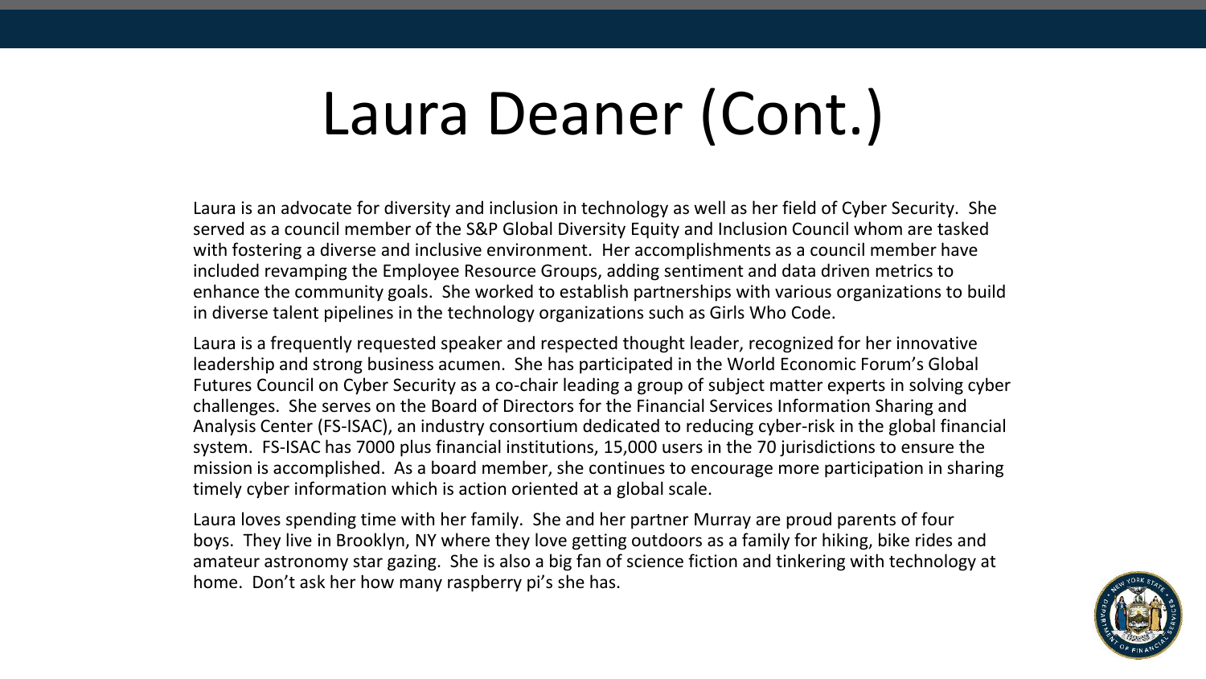# Laura Deaner (Cont.)

Laura is an advocate for diversity and inclusion in technology as well as her field of Cyber Security. She served as a council member of the S&P Global Diversity Equity and Inclusion Council whom are tasked with fostering a diverse and inclusive environment. Her accomplishments as a council member have included revamping the Employee Resource Groups, adding sentiment and data driven metrics to enhance the community goals. She worked to establish partnerships with various organizations to build in diverse talent pipelines in the technology organizations such as Girls Who Code.

Laura is a frequently requested speaker and respected thought leader, recognized for her innovative leadership and strong business acumen. She has participated in the World Economic Forum's Global Futures Council on Cyber Security as a co-chair leading a group of subject matter experts in solving cyber challenges. She serves on the Board of Directors for the Financial Services Information Sharing and Analysis Center (FS-ISAC), an industry consortium dedicated to reducing cyber-risk in the global financial system. FS-ISAC has 7000 plus financial institutions, 15,000 users in the 70 jurisdictions to ensure the mission is accomplished. As a board member, she continues to encourage more participation in sharing timely cyber information which is action oriented at a global scale.

Laura loves spending time with her family. She and her partner Murray are proud parents of four boys. They live in Brooklyn, NY where they love getting outdoors as a family for hiking, bike rides and amateur astronomy star gazing. She is also a big fan of science fiction and tinkering with technology at home. Don't ask her how many raspberry pi's she has.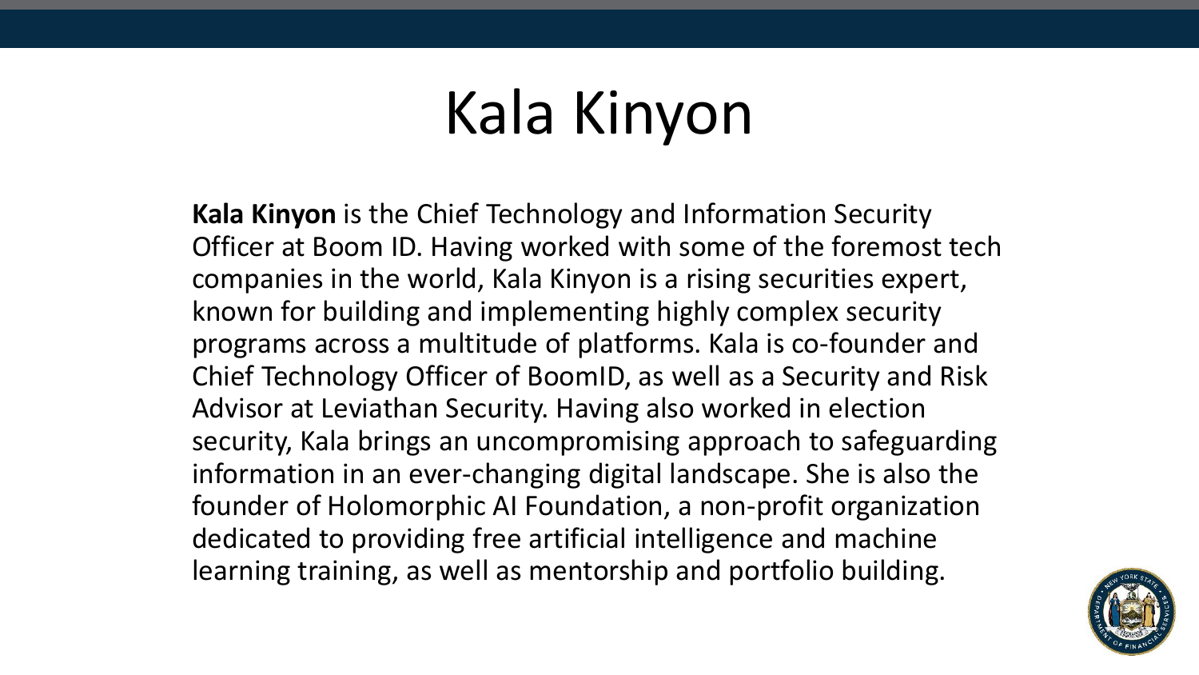# Kala Kinyon

**Kala Kinyon** is the Chief Technology and Information Security Officer at Boom ID. Having worked with some of the foremost tech companies in the world, Kala Kinyon is a rising securities expert, known for building and implementing highly complex security programs across a multitude of platforms. Kala is co-founder and Chief Technology Officer of BoomID, as well as a Security and Risk Advisor at Leviathan Security. Having also worked in election security, Kala brings an uncompromising approach to safeguarding information in an ever-changing digital landscape. She is also the founder of Holomorphic AI Foundation, a non-profit organization dedicated to providing free artificial intelligence and machine learning training, as well as mentorship and portfolio building.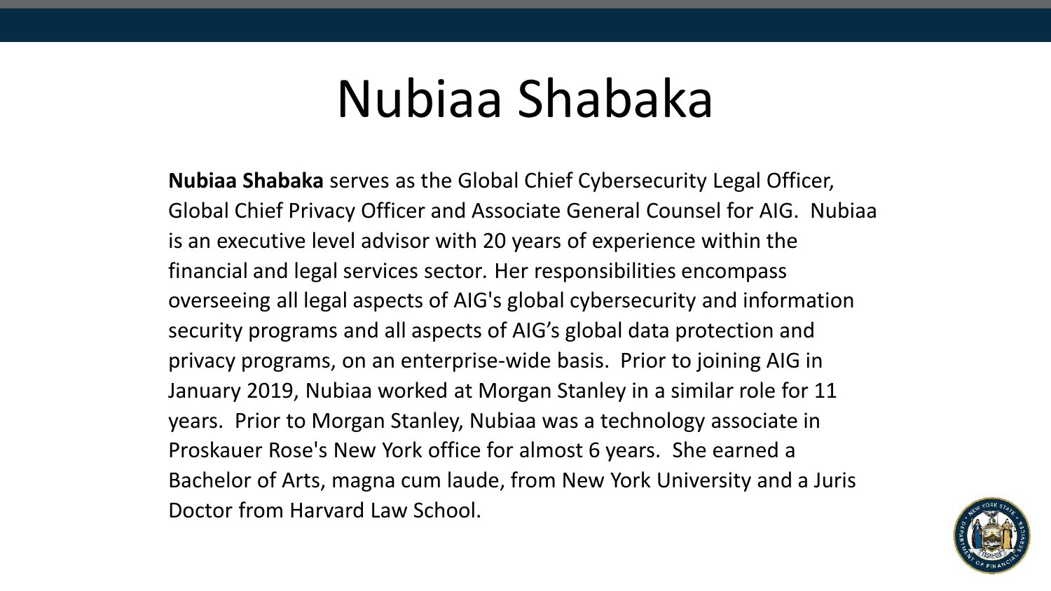# Nubiaa Shabaka

**Nubiaa Shabaka** serves as the Global Chief Cybersecurity Legal Officer, Global Chief Privacy Officer and Associate General Counsel for AIG. Nubiaa is an executive level advisor with 20 years of experience within the financial and legal services sector. Her responsibilities encompass overseeing all legal aspects of AIG's global cybersecurity and information security programs and all aspects of AIG's global data protection and privacy programs, on an enterprise-wide basis. Prior to joining AIG in January 2019, Nubiaa worked at Morgan Stanley in a similar role for 11 years. Prior to Morgan Stanley, Nubiaa was a technology associate in Proskauer Rose's New York office for almost 6 years. She earned a Bachelor of Arts, magna cum laude, from New York University and a Juris Doctor from Harvard Law School.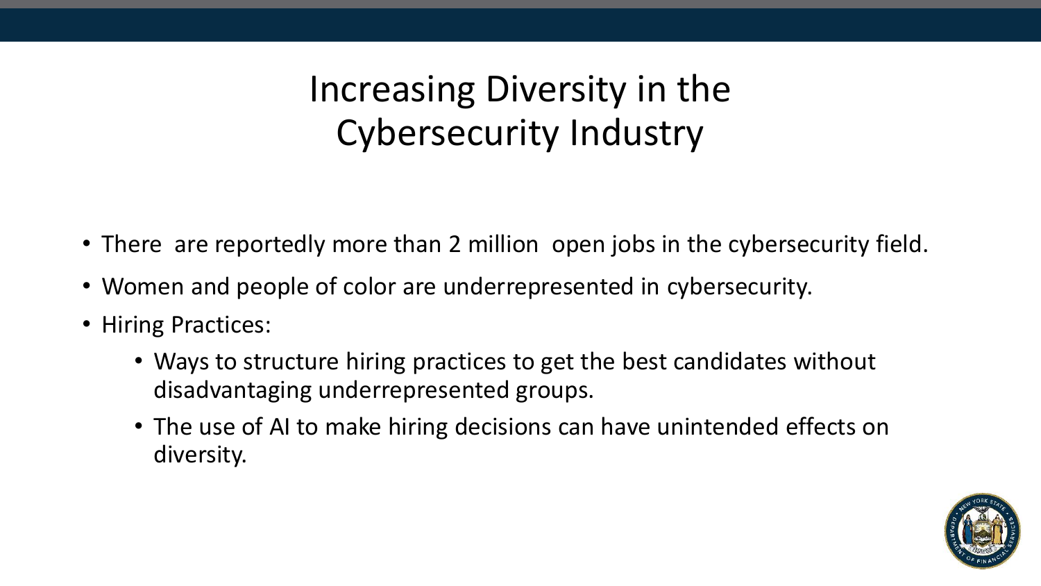# Increasing Diversity in the Cybersecurity Industry

- There are reportedly more than 2 million open jobs in the cybersecurity field.
- Women and people of color are underrepresented in cybersecurity.
- Hiring Practices:
  - Ways to structure hiring practices to get the best candidates without disadvantaging underrepresented groups.
  - The use of AI to make hiring decisions can have unintended effects on diversity.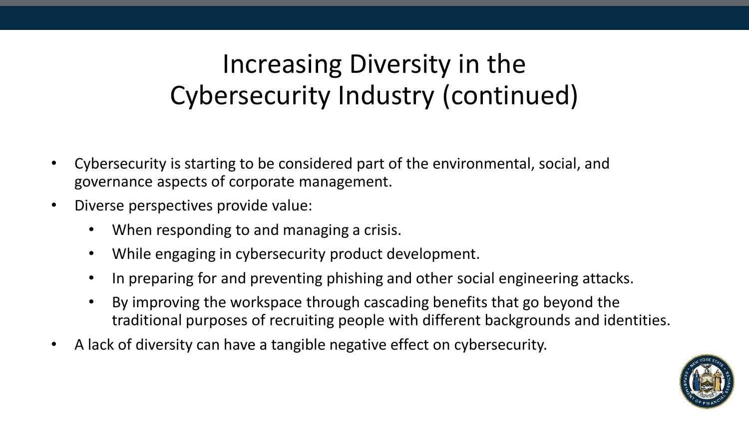# Increasing Diversity in the Cybersecurity Industry (continued)

- Cybersecurity is starting to be considered part of the environmental, social, and governance aspects of corporate management.
- Diverse perspectives provide value:
  - When responding to and managing a crisis.
  - While engaging in cybersecurity product development.
  - In preparing for and preventing phishing and other social engineering attacks.
  - By improving the workspace through cascading benefits that go beyond the traditional purposes of recruiting people with different backgrounds and identities.
- A lack of diversity can have a tangible negative effect on cybersecurity.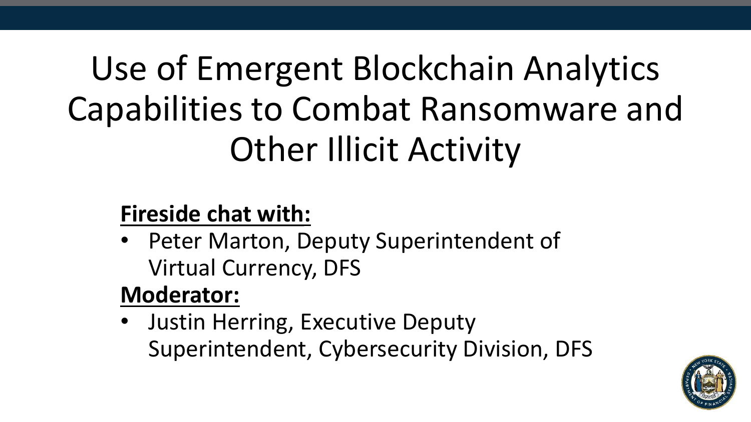# Use of Emergent Blockchain Analytics Capabilities to Combat Ransomware and Other Illicit Activity

**Fireside chat with:**

- Peter Marton, Deputy Superintendent of Virtual Currency, DFS

**Moderator:**

- Justin Herring, Executive Deputy Superintendent, Cybersecurity Division, DFS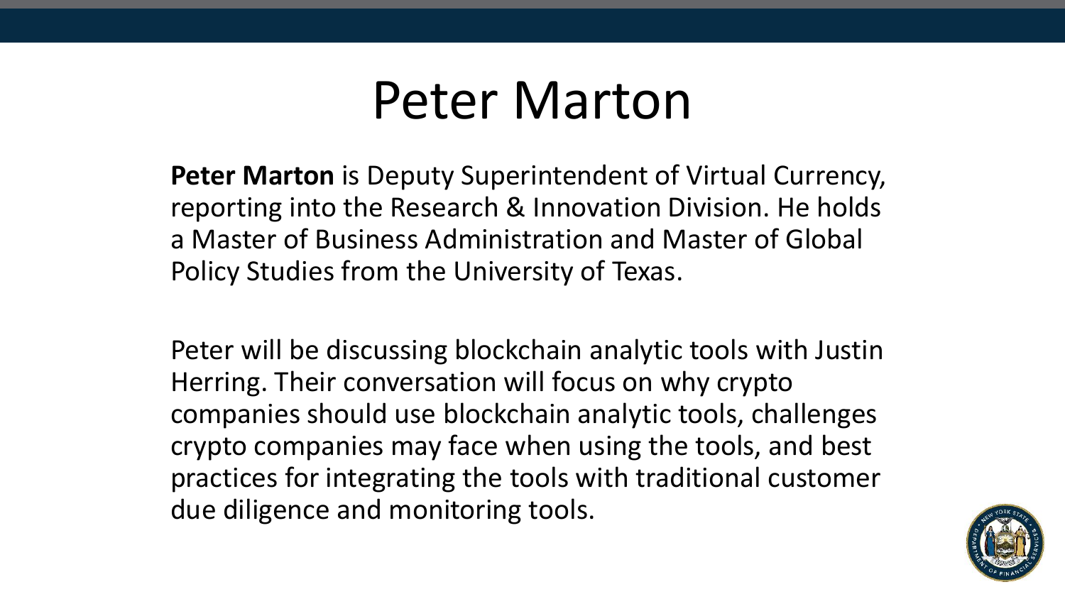# Peter Marton

**Peter Marton** is Deputy Superintendent of Virtual Currency, reporting into the Research & Innovation Division. He holds a Master of Business Administration and Master of Global Policy Studies from the University of Texas.

Peter will be discussing blockchain analytic tools with Justin Herring. Their conversation will focus on why crypto companies should use blockchain analytic tools, challenges crypto companies may face when using the tools, and best practices for integrating the tools with traditional customer due diligence and monitoring tools.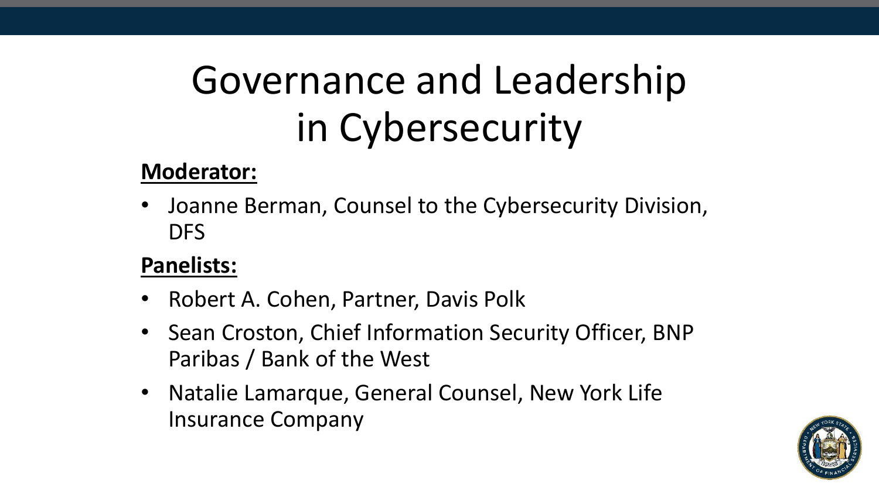# Governance and Leadership in Cybersecurity

**Moderator:**

- Joanne Berman, Counsel to the Cybersecurity Division, DFS

**Panelists:**

- Robert A. Cohen, Partner, Davis Polk
- Sean Croston, Chief Information Security Officer, BNP Paribas / Bank of the West
- Natalie Lamarque, General Counsel, New York Life Insurance Company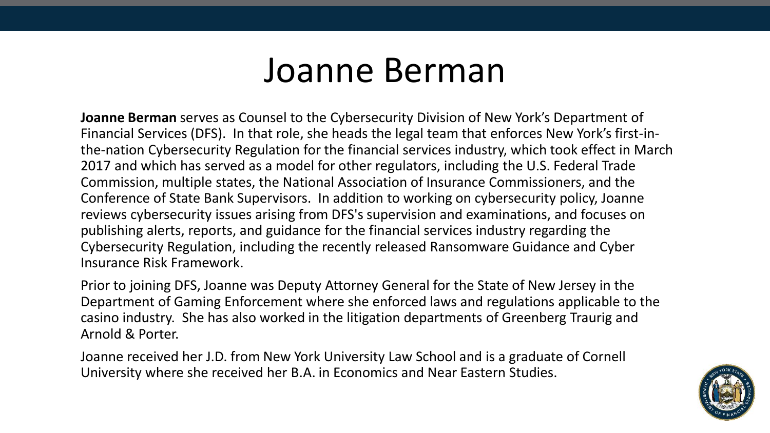# Joanne Berman

**Joanne Berman** serves as Counsel to the Cybersecurity Division of New York's Department of Financial Services (DFS). In that role, she heads the legal team that enforces New York's first-in-the-nation Cybersecurity Regulation for the financial services industry, which took effect in March 2017 and which has served as a model for other regulators, including the U.S. Federal Trade Commission, multiple states, the National Association of Insurance Commissioners, and the Conference of State Bank Supervisors. In addition to working on cybersecurity policy, Joanne reviews cybersecurity issues arising from DFS's supervision and examinations, and focuses on publishing alerts, reports, and guidance for the financial services industry regarding the Cybersecurity Regulation, including the recently released Ransomware Guidance and Cyber Insurance Risk Framework.

Prior to joining DFS, Joanne was Deputy Attorney General for the State of New Jersey in the Department of Gaming Enforcement where she enforced laws and regulations applicable to the casino industry. She has also worked in the litigation departments of Greenberg Traurig and Arnold & Porter.

Joanne received her J.D. from New York University Law School and is a graduate of Cornell University where she received her B.A. in Economics and Near Eastern Studies.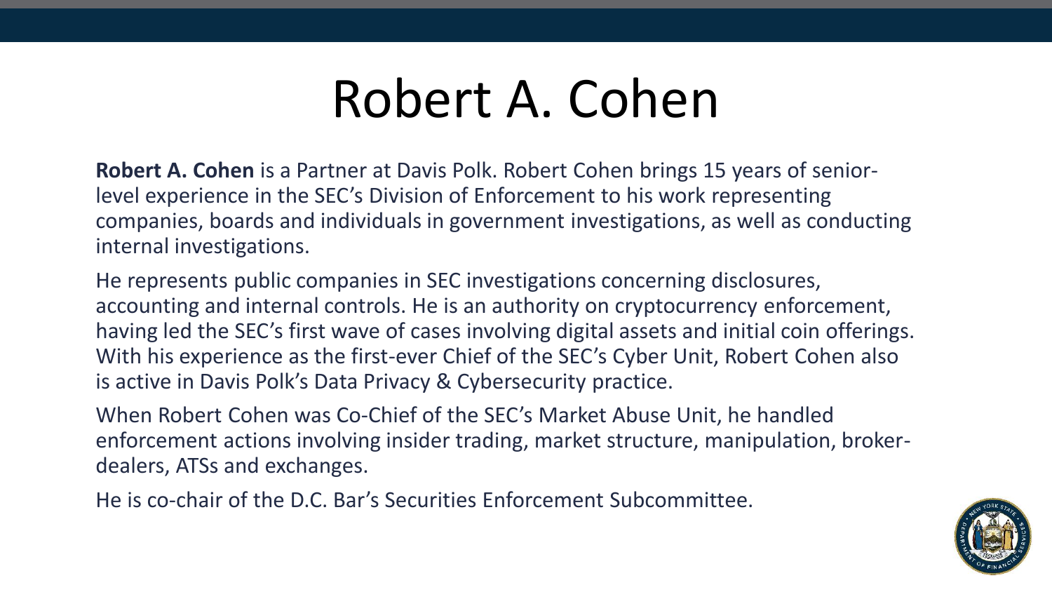# Robert A. Cohen

**Robert A. Cohen** is a Partner at Davis Polk. Robert Cohen brings 15 years of senior-level experience in the SEC's Division of Enforcement to his work representing companies, boards and individuals in government investigations, as well as conducting internal investigations.

He represents public companies in SEC investigations concerning disclosures, accounting and internal controls. He is an authority on cryptocurrency enforcement, having led the SEC's first wave of cases involving digital assets and initial coin offerings. With his experience as the first-ever Chief of the SEC's Cyber Unit, Robert Cohen also is active in Davis Polk's Data Privacy & Cybersecurity practice.

When Robert Cohen was Co-Chief of the SEC's Market Abuse Unit, he handled enforcement actions involving insider trading, market structure, manipulation, broker-dealers, ATSs and exchanges.

He is co-chair of the D.C. Bar's Securities Enforcement Subcommittee.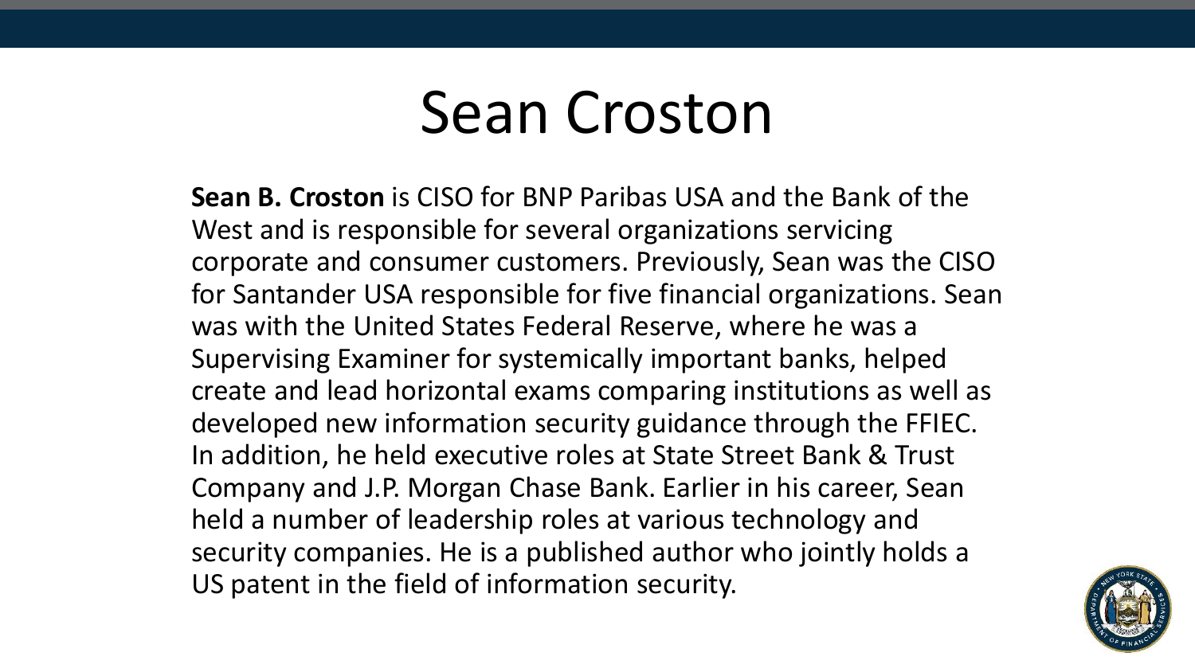# Sean Croston

**Sean B. Croston** is CISO for BNP Paribas USA and the Bank of the West and is responsible for several organizations servicing corporate and consumer customers. Previously, Sean was the CISO for Santander USA responsible for five financial organizations. Sean was with the United States Federal Reserve, where he was a Supervising Examiner for systemically important banks, helped create and lead horizontal exams comparing institutions as well as developed new information security guidance through the FFIEC. In addition, he held executive roles at State Street Bank & Trust Company and J.P. Morgan Chase Bank. Earlier in his career, Sean held a number of leadership roles at various technology and security companies. He is a published author who jointly holds a US patent in the field of information security.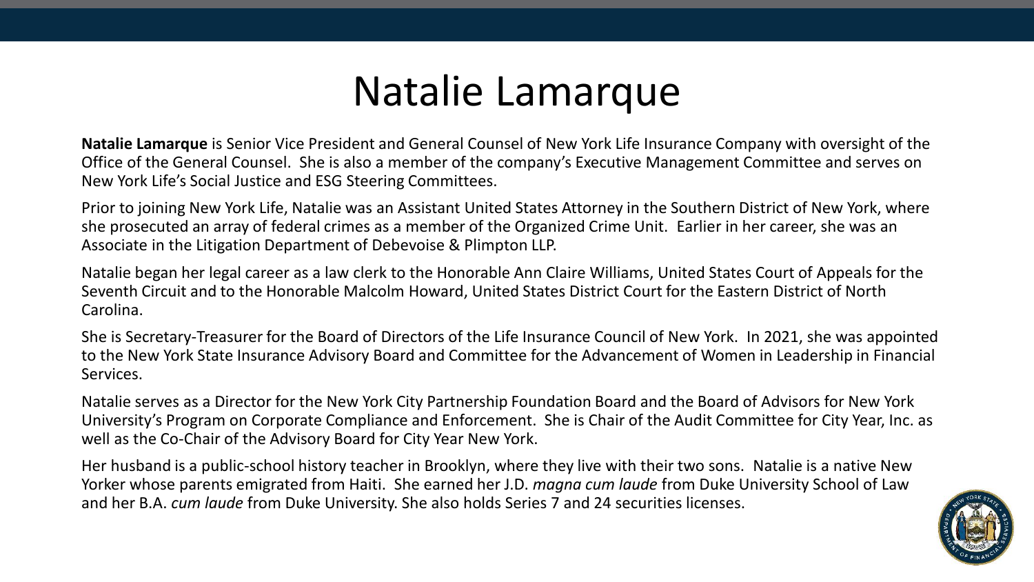# Natalie Lamarque

**Natalie Lamarque** is Senior Vice President and General Counsel of New York Life Insurance Company with oversight of the Office of the General Counsel. She is also a member of the company's Executive Management Committee and serves on New York Life's Social Justice and ESG Steering Committees.

Prior to joining New York Life, Natalie was an Assistant United States Attorney in the Southern District of New York, where she prosecuted an array of federal crimes as a member of the Organized Crime Unit. Earlier in her career, she was an Associate in the Litigation Department of Debevoise & Plimpton LLP.

Natalie began her legal career as a law clerk to the Honorable Ann Claire Williams, United States Court of Appeals for the Seventh Circuit and to the Honorable Malcolm Howard, United States District Court for the Eastern District of North Carolina.

She is Secretary-Treasurer for the Board of Directors of the Life Insurance Council of New York. In 2021, she was appointed to the New York State Insurance Advisory Board and Committee for the Advancement of Women in Leadership in Financial Services.

Natalie serves as a Director for the New York City Partnership Foundation Board and the Board of Advisors for New York University's Program on Corporate Compliance and Enforcement. She is Chair of the Audit Committee for City Year, Inc. as well as the Co-Chair of the Advisory Board for City Year New York.

Her husband is a public-school history teacher in Brooklyn, where they live with their two sons. Natalie is a native New Yorker whose parents emigrated from Haiti. She earned her J.D. *magna cum laude* from Duke University School of Law and her B.A. *cum laude* from Duke University. She also holds Series 7 and 24 securities licenses.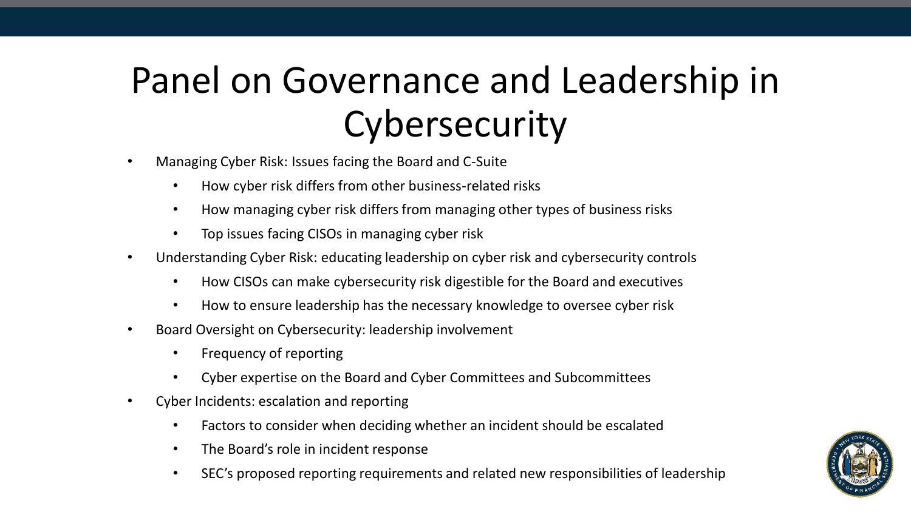# Panel on Governance and Leadership in Cybersecurity

- Managing Cyber Risk: Issues facing the Board and C-Suite
  - How cyber risk differs from other business-related risks
  - How managing cyber risk differs from managing other types of business risks
  - Top issues facing CISOs in managing cyber risk
- Understanding Cyber Risk: educating leadership on cyber risk and cybersecurity controls
  - How CISOs can make cybersecurity risk digestible for the Board and executives
  - How to ensure leadership has the necessary knowledge to oversee cyber risk
- Board Oversight on Cybersecurity: leadership involvement
  - Frequency of reporting
  - Cyber expertise on the Board and Cyber Committees and Subcommittees
- Cyber Incidents: escalation and reporting
  - Factors to consider when deciding whether an incident should be escalated
  - The Board's role in incident response
  - SEC's proposed reporting requirements and related new responsibilities of leadership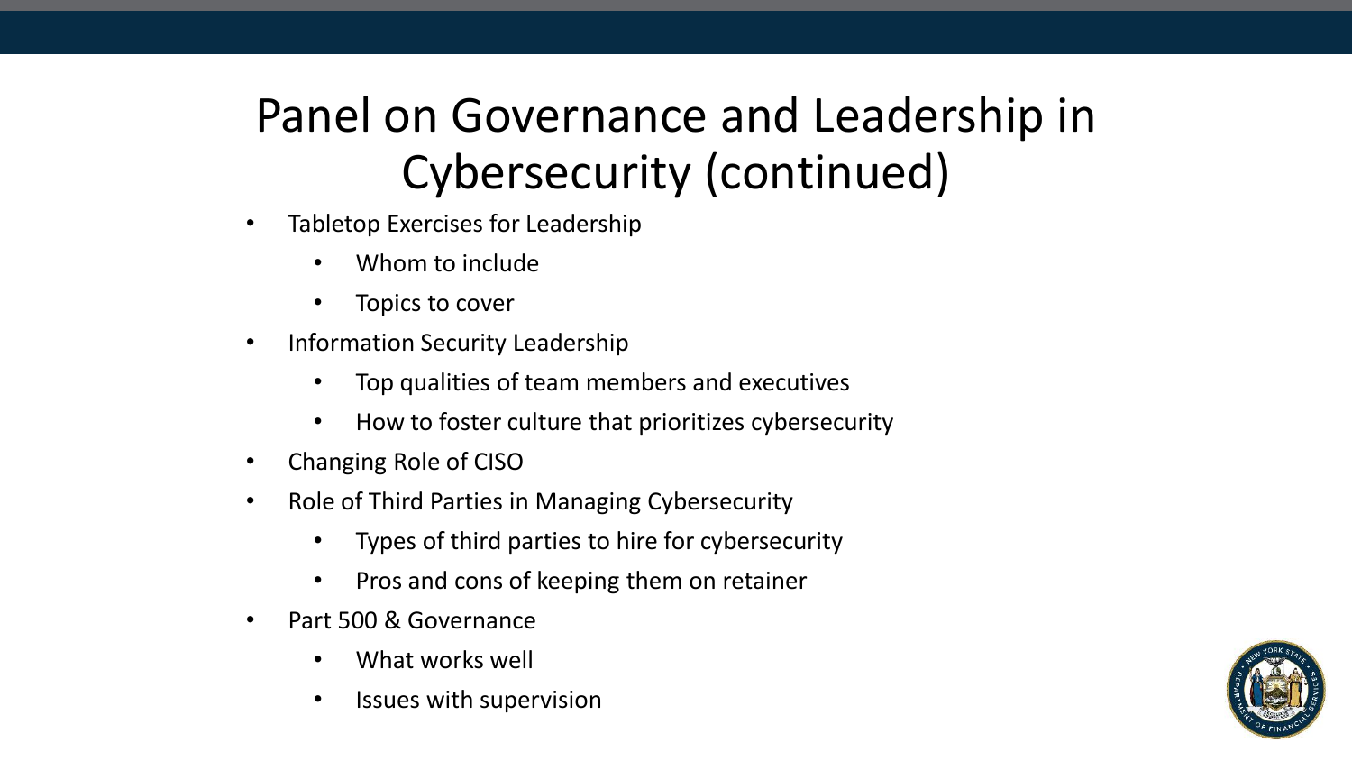# Panel on Governance and Leadership in Cybersecurity (continued)

- Tabletop Exercises for Leadership
  - Whom to include
  - Topics to cover
- Information Security Leadership
  - Top qualities of team members and executives
  - How to foster culture that prioritizes cybersecurity
- Changing Role of CISO
- Role of Third Parties in Managing Cybersecurity
  - Types of third parties to hire for cybersecurity
  - Pros and cons of keeping them on retainer
- Part 500 & Governance
  - What works well
  - Issues with supervision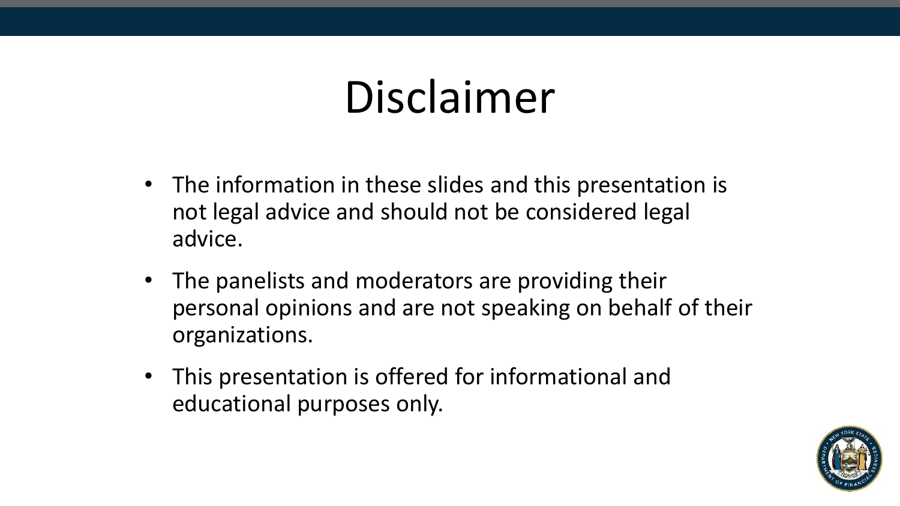# Disclaimer

- The information in these slides and this presentation is not legal advice and should not be considered legal advice.
- The panelists and moderators are providing their personal opinions and are not speaking on behalf of their organizations.
- This presentation is offered for informational and educational purposes only.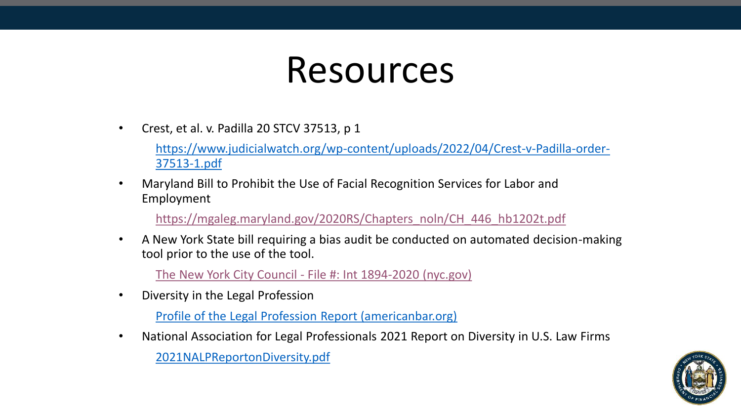# Resources

- Crest, et al. v. Padilla 20 STCV 37513, p 1

  https://www.judicialwatch.org/wp-content/uploads/2022/04/Crest-v-Padilla-order-37513-1.pdf

- Maryland Bill to Prohibit the Use of Facial Recognition Services for Labor and Employment

  https://mgaleg.maryland.gov/2020RS/Chapters_noln/CH_446_hb1202t.pdf

- A New York State bill requiring a bias audit be conducted on automated decision-making tool prior to the use of the tool.

  The New York City Council - File #: Int 1894-2020 (nyc.gov)

- Diversity in the Legal Profession

  Profile of the Legal Profession Report (americanbar.org)

- National Association for Legal Professionals 2021 Report on Diversity in U.S. Law Firms

  2021NALPReportonDiversity.pdf